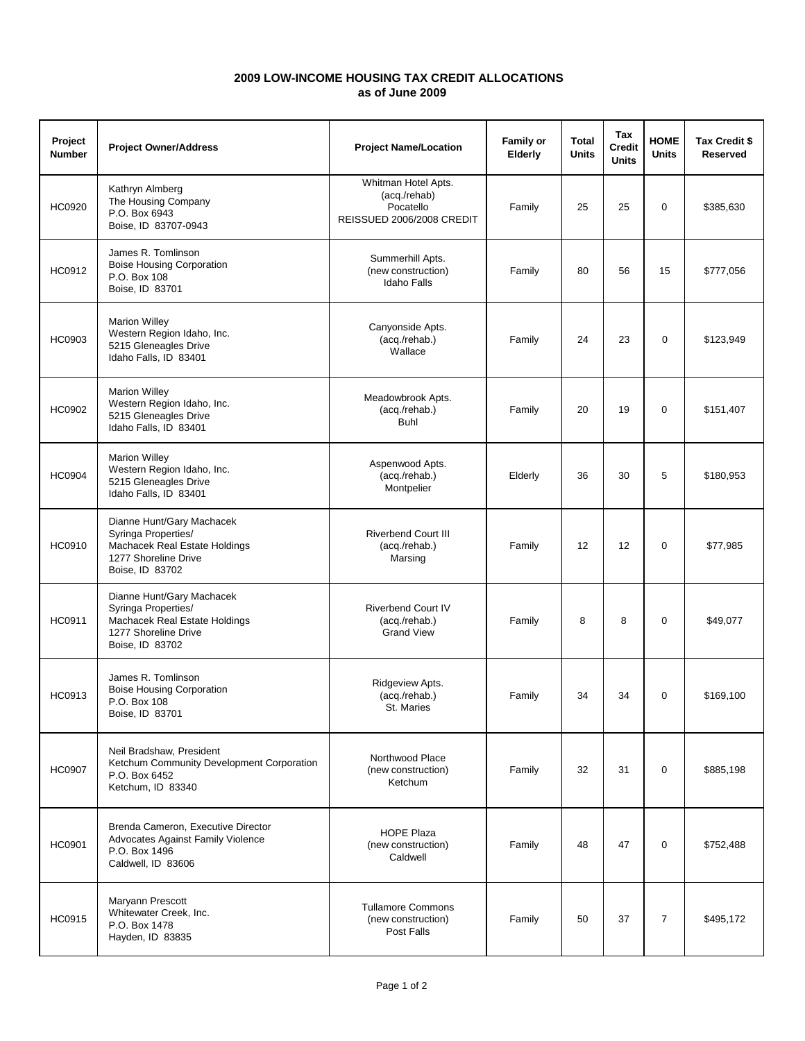# 2009 LOW-INCOME HOUSING TAX CREDIT ALLOCATIONS
## as of June 2009

| Project Number | Project Owner/Address | Project Name/Location | Family or Elderly | Total Units | Tax Credit Units | HOME Units | Tax Credit $ Reserved |
|---|---|---|---|---|---|---|---|
| HC0920 | Kathryn Almberg<br>The Housing Company<br>P.O. Box 6943<br>Boise, ID 83707-0943 | Whitman Hotel Apts.<br>(acq./rehab)<br>Pocatello<br>REISSUED 2006/2008 CREDIT | Family | 25 | 25 | 0 | $385,630 |
| HC0912 | James R. Tomlinson<br>Boise Housing Corporation<br>P.O. Box 108<br>Boise, ID 83701 | Summerhill Apts.<br>(new construction)<br>Idaho Falls | Family | 80 | 56 | 15 | $777,056 |
| HC0903 | Marion Willey<br>Western Region Idaho, Inc.<br>5215 Gleneagles Drive<br>Idaho Falls, ID 83401 | Canyonside Apts.<br>(acq./rehab.)<br>Wallace | Family | 24 | 23 | 0 | $123,949 |
| HC0902 | Marion Willey<br>Western Region Idaho, Inc.<br>5215 Gleneagles Drive<br>Idaho Falls, ID 83401 | Meadowbrook Apts.<br>(acq./rehab.)<br>Buhl | Family | 20 | 19 | 0 | $151,407 |
| HC0904 | Marion Willey<br>Western Region Idaho, Inc.<br>5215 Gleneagles Drive<br>Idaho Falls, ID 83401 | Aspenwood Apts.<br>(acq./rehab.)<br>Montpelier | Elderly | 36 | 30 | 5 | $180,953 |
| HC0910 | Dianne Hunt/Gary Machacek<br>Syringa Properties/<br>Machacek Real Estate Holdings<br>1277 Shoreline Drive<br>Boise, ID 83702 | Riverbend Court III<br>(acq./rehab.)<br>Marsing | Family | 12 | 12 | 0 | $77,985 |
| HC0911 | Dianne Hunt/Gary Machacek<br>Syringa Properties/<br>Machacek Real Estate Holdings<br>1277 Shoreline Drive<br>Boise, ID 83702 | Riverbend Court IV<br>(acq./rehab.)<br>Grand View | Family | 8 | 8 | 0 | $49,077 |
| HC0913 | James R. Tomlinson<br>Boise Housing Corporation<br>P.O. Box 108<br>Boise, ID 83701 | Ridgeview Apts.<br>(acq./rehab.)<br>St. Maries | Family | 34 | 34 | 0 | $169,100 |
| HC0907 | Neil Bradshaw, President<br>Ketchum Community Development Corporation<br>P.O. Box 6452<br>Ketchum, ID 83340 | Northwood Place<br>(new construction)<br>Ketchum | Family | 32 | 31 | 0 | $885,198 |
| HC0901 | Brenda Cameron, Executive Director<br>Advocates Against Family Violence<br>P.O. Box 1496<br>Caldwell, ID 83606 | HOPE Plaza<br>(new construction)<br>Caldwell | Family | 48 | 47 | 0 | $752,488 |
| HC0915 | Maryann Prescott<br>Whitewater Creek, Inc.<br>P.O. Box 1478<br>Hayden, ID 83835 | Tullamore Commons<br>(new construction)<br>Post Falls | Family | 50 | 37 | 7 | $495,172 |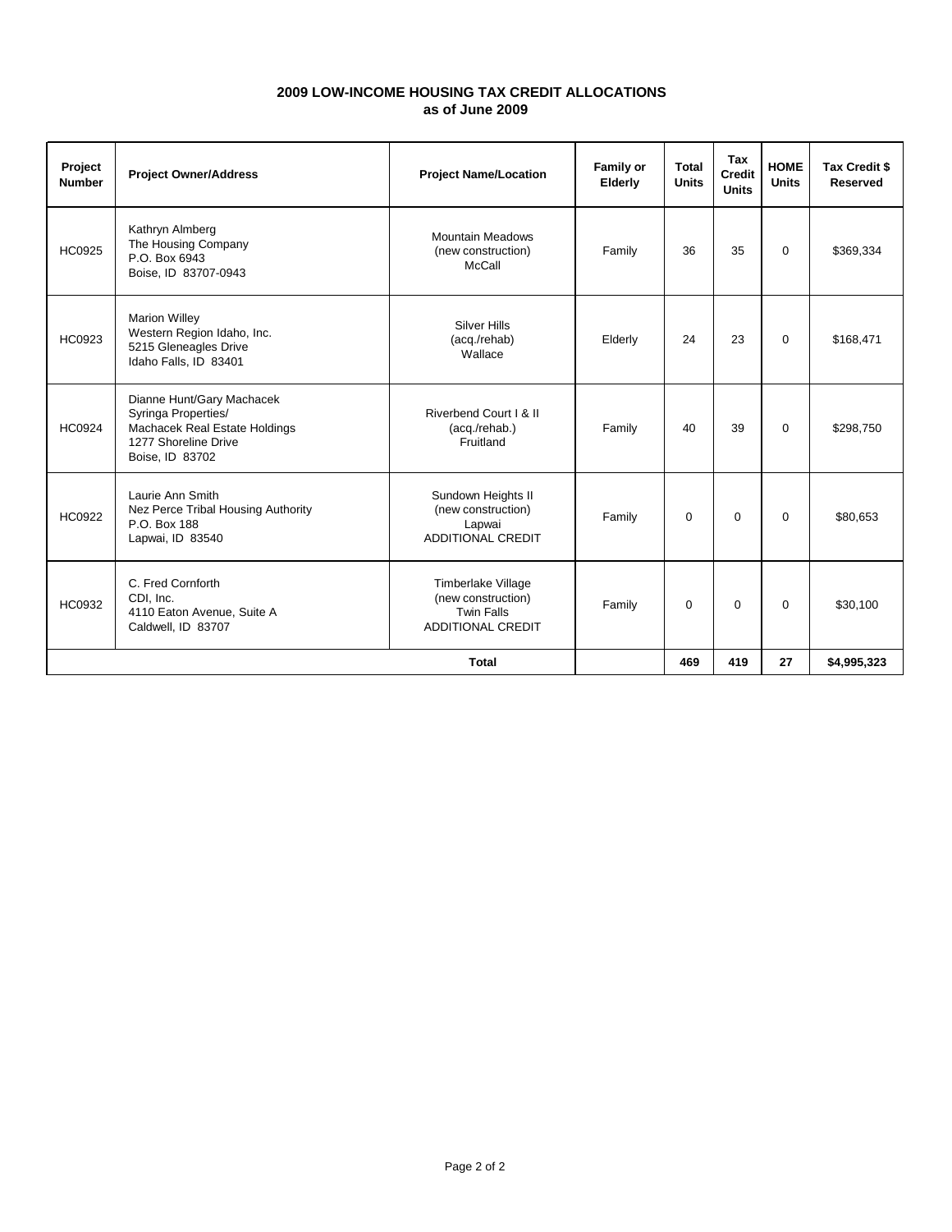**2009 LOW-INCOME HOUSING TAX CREDIT ALLOCATIONS**
**as of June 2009**

| Project Number | Project Owner/Address | Project Name/Location | Family or Elderly | Total Units | Tax Credit Units | HOME Units | Tax Credit $ Reserved |
|---|---|---|---|---|---|---|---|
| HC0925 | Kathryn Almberg<br>The Housing Company<br>P.O. Box 6943<br>Boise, ID 83707-0943 | Mountain Meadows<br>(new construction)<br>McCall | Family | 36 | 35 | 0 | $369,334 |
| HC0923 | Marion Willey<br>Western Region Idaho, Inc.<br>5215 Gleneagles Drive<br>Idaho Falls, ID 83401 | Silver Hills<br>(acq./rehab)<br>Wallace | Elderly | 24 | 23 | 0 | $168,471 |
| HC0924 | Dianne Hunt/Gary Machacek<br>Syringa Properties/<br>Machacek Real Estate Holdings<br>1277 Shoreline Drive<br>Boise, ID 83702 | Riverbend Court I & II<br>(acq./rehab.)<br>Fruitland | Family | 40 | 39 | 0 | $298,750 |
| HC0922 | Laurie Ann Smith<br>Nez Perce Tribal Housing Authority<br>P.O. Box 188<br>Lapwai, ID 83540 | Sundown Heights II<br>(new construction)<br>Lapwai<br>ADDITIONAL CREDIT | Family | 0 | 0 | 0 | $80,653 |
| HC0932 | C. Fred Cornforth<br>CDI, Inc.<br>4110 Eaton Avenue, Suite A<br>Caldwell, ID 83707 | Timberlake Village<br>(new construction)<br>Twin Falls<br>ADDITIONAL CREDIT | Family | 0 | 0 | 0 | $30,100 |
| | | **Total** | | **469** | **419** | **27** | **$4,995,323** |